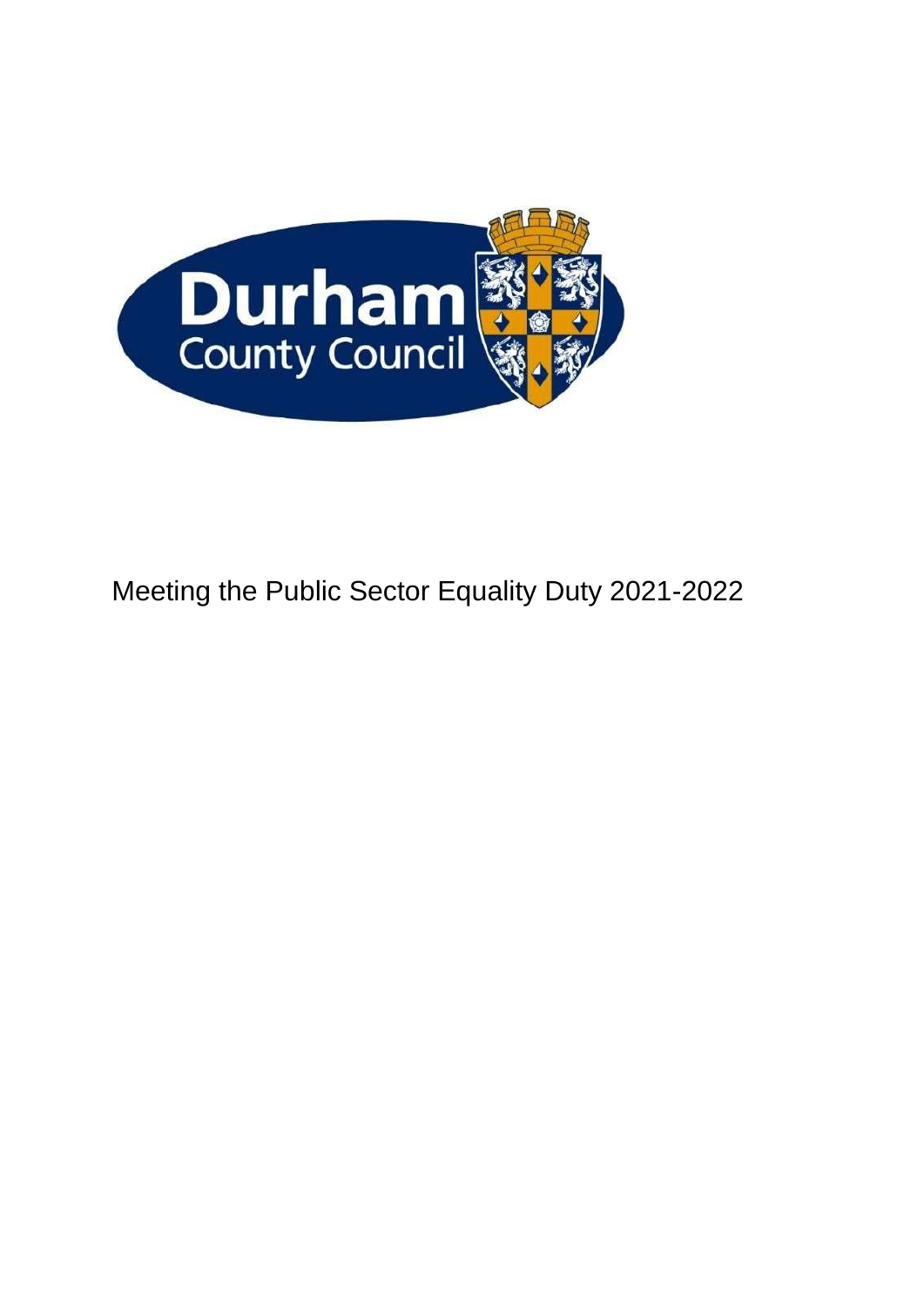Durham County Council

# Meeting the Public Sector Equality Duty 2021-2022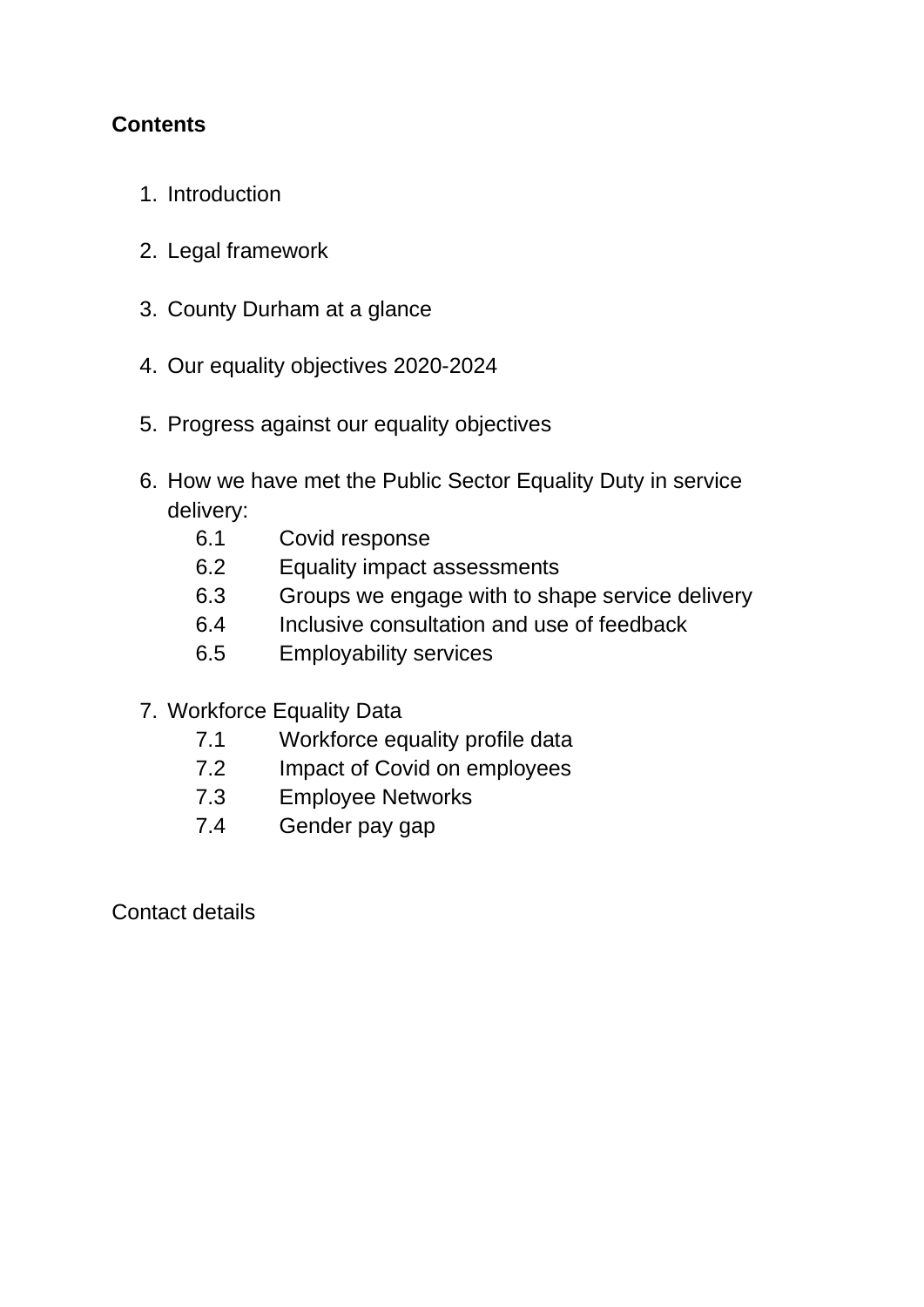**Contents**

1. Introduction
2. Legal framework
3. County Durham at a glance
4. Our equality objectives 2020-2024
5. Progress against our equality objectives
6. How we have met the Public Sector Equality Duty in service delivery:
    - 6.1 Covid response
    - 6.2 Equality impact assessments
    - 6.3 Groups we engage with to shape service delivery
    - 6.4 Inclusive consultation and use of feedback
    - 6.5 Employability services
7. Workforce Equality Data
    - 7.1 Workforce equality profile data
    - 7.2 Impact of Covid on employees
    - 7.3 Employee Networks
    - 7.4 Gender pay gap

Contact details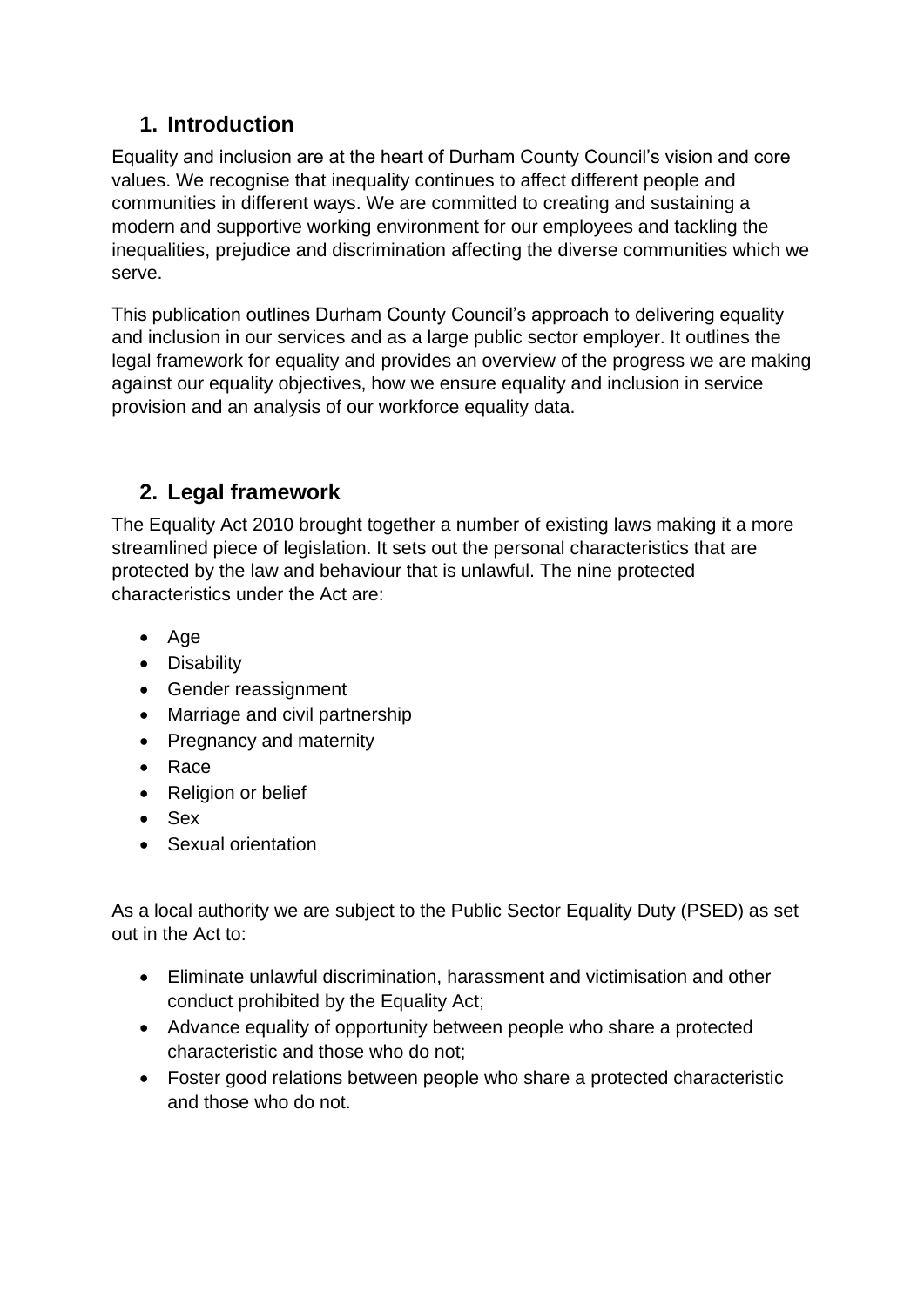## 1. Introduction

Equality and inclusion are at the heart of Durham County Council's vision and core values. We recognise that inequality continues to affect different people and communities in different ways. We are committed to creating and sustaining a modern and supportive working environment for our employees and tackling the inequalities, prejudice and discrimination affecting the diverse communities which we serve.

This publication outlines Durham County Council's approach to delivering equality and inclusion in our services and as a large public sector employer. It outlines the legal framework for equality and provides an overview of the progress we are making against our equality objectives, how we ensure equality and inclusion in service provision and an analysis of our workforce equality data.

## 2. Legal framework

The Equality Act 2010 brought together a number of existing laws making it a more streamlined piece of legislation. It sets out the personal characteristics that are protected by the law and behaviour that is unlawful. The nine protected characteristics under the Act are:

- Age
- Disability
- Gender reassignment
- Marriage and civil partnership
- Pregnancy and maternity
- Race
- Religion or belief
- Sex
- Sexual orientation

As a local authority we are subject to the Public Sector Equality Duty (PSED) as set out in the Act to:

- Eliminate unlawful discrimination, harassment and victimisation and other conduct prohibited by the Equality Act;
- Advance equality of opportunity between people who share a protected characteristic and those who do not;
- Foster good relations between people who share a protected characteristic and those who do not.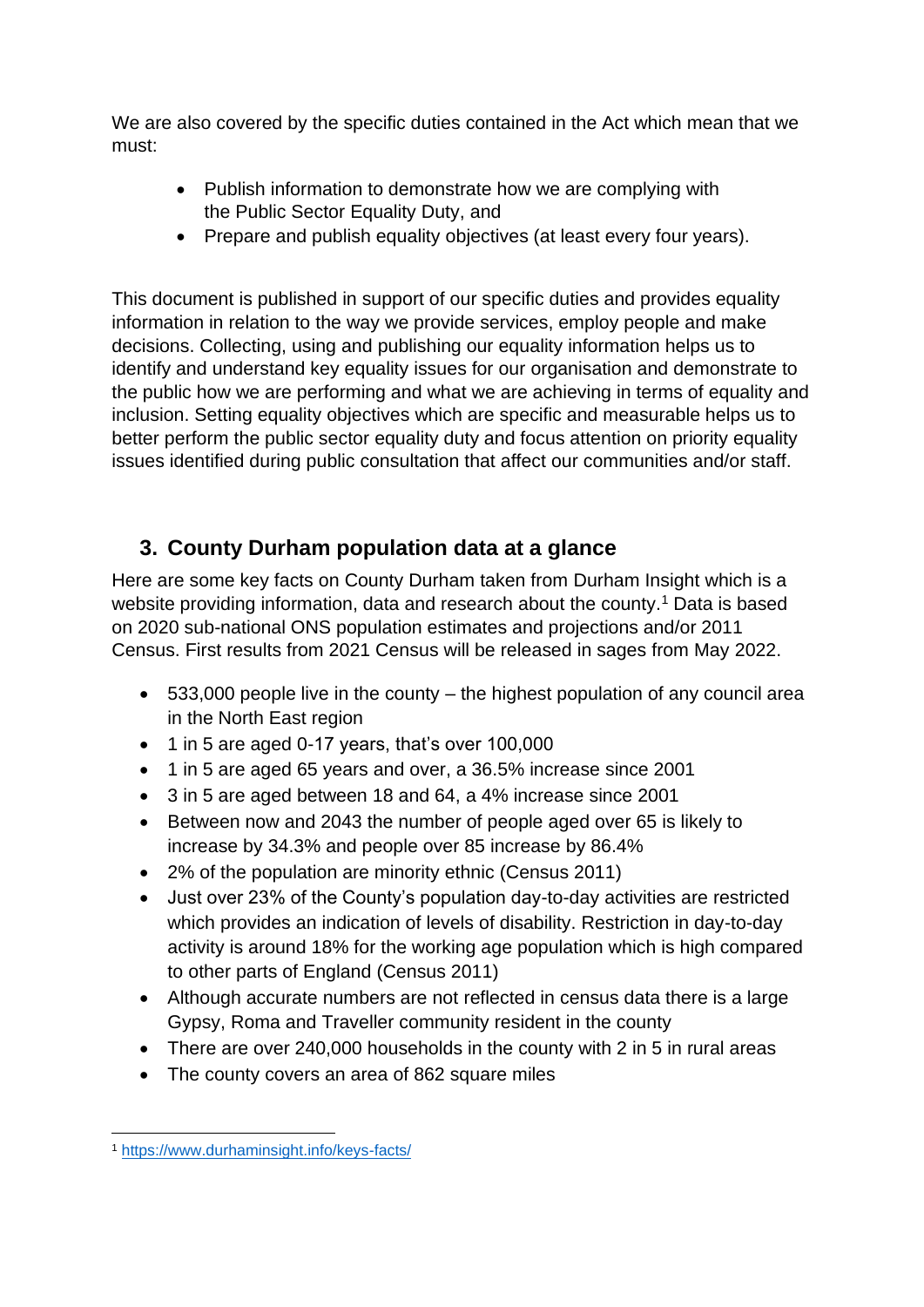We are also covered by the specific duties contained in the Act which mean that we must:

- Publish information to demonstrate how we are complying with the Public Sector Equality Duty, and
- Prepare and publish equality objectives (at least every four years).

This document is published in support of our specific duties and provides equality information in relation to the way we provide services, employ people and make decisions. Collecting, using and publishing our equality information helps us to identify and understand key equality issues for our organisation and demonstrate to the public how we are performing and what we are achieving in terms of equality and inclusion. Setting equality objectives which are specific and measurable helps us to better perform the public sector equality duty and focus attention on priority equality issues identified during public consultation that affect our communities and/or staff.

## 3. County Durham population data at a glance

Here are some key facts on County Durham taken from Durham Insight which is a website providing information, data and research about the county.[1] Data is based on 2020 sub-national ONS population estimates and projections and/or 2011 Census. First results from 2021 Census will be released in sages from May 2022.

- 533,000 people live in the county – the highest population of any council area in the North East region
- 1 in 5 are aged 0-17 years, that's over 100,000
- 1 in 5 are aged 65 years and over, a 36.5% increase since 2001
- 3 in 5 are aged between 18 and 64, a 4% increase since 2001
- Between now and 2043 the number of people aged over 65 is likely to increase by 34.3% and people over 85 increase by 86.4%
- 2% of the population are minority ethnic (Census 2011)
- Just over 23% of the County's population day-to-day activities are restricted which provides an indication of levels of disability. Restriction in day-to-day activity is around 18% for the working age population which is high compared to other parts of England (Census 2011)
- Although accurate numbers are not reflected in census data there is a large Gypsy, Roma and Traveller community resident in the county
- There are over 240,000 households in the county with 2 in 5 in rural areas
- The county covers an area of 862 square miles

[1] https://www.durhaminsight.info/keys-facts/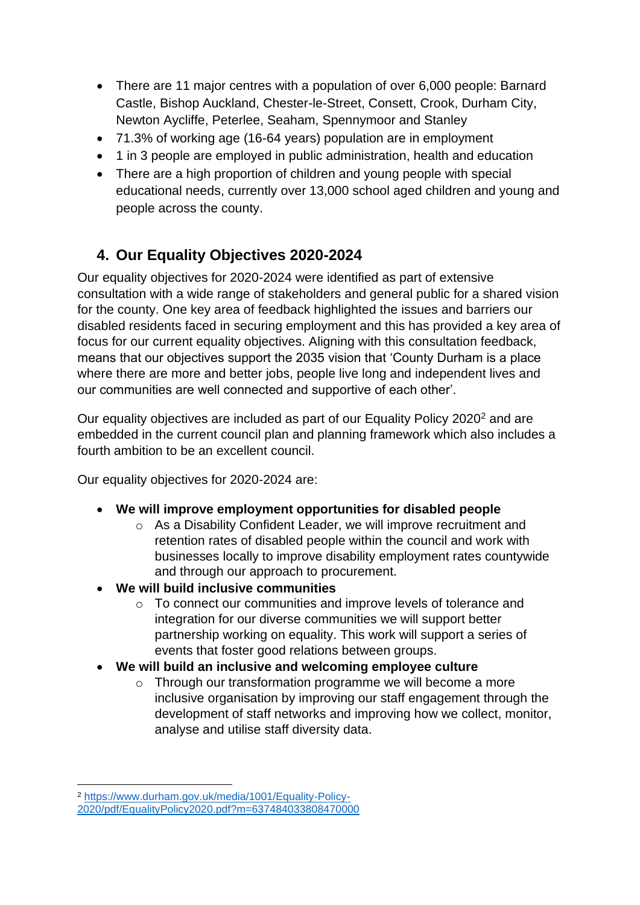- There are 11 major centres with a population of over 6,000 people: Barnard Castle, Bishop Auckland, Chester-le-Street, Consett, Crook, Durham City, Newton Aycliffe, Peterlee, Seaham, Spennymoor and Stanley
- 71.3% of working age (16-64 years) population are in employment
- 1 in 3 people are employed in public administration, health and education
- There are a high proportion of children and young people with special educational needs, currently over 13,000 school aged children and young and people across the county.

## 4. Our Equality Objectives 2020-2024

Our equality objectives for 2020-2024 were identified as part of extensive consultation with a wide range of stakeholders and general public for a shared vision for the county. One key area of feedback highlighted the issues and barriers our disabled residents faced in securing employment and this has provided a key area of focus for our current equality objectives. Aligning with this consultation feedback, means that our objectives support the 2035 vision that 'County Durham is a place where there are more and better jobs, people live long and independent lives and our communities are well connected and supportive of each other'.

Our equality objectives are included as part of our Equality Policy 2020[2] and are embedded in the current council plan and planning framework which also includes a fourth ambition to be an excellent council.

Our equality objectives for 2020-2024 are:

- **We will improve employment opportunities for disabled people**
  - As a Disability Confident Leader, we will improve recruitment and retention rates of disabled people within the council and work with businesses locally to improve disability employment rates countywide and through our approach to procurement.
- **We will build inclusive communities**
  - To connect our communities and improve levels of tolerance and integration for our diverse communities we will support better partnership working on equality. This work will support a series of events that foster good relations between groups.
- **We will build an inclusive and welcoming employee culture**
  - Through our transformation programme we will become a more inclusive organisation by improving our staff engagement through the development of staff networks and improving how we collect, monitor, analyse and utilise staff diversity data.

---

[2] https://www.durham.gov.uk/media/1001/Equality-Policy-2020/pdf/EqualityPolicy2020.pdf?m=637484033808470000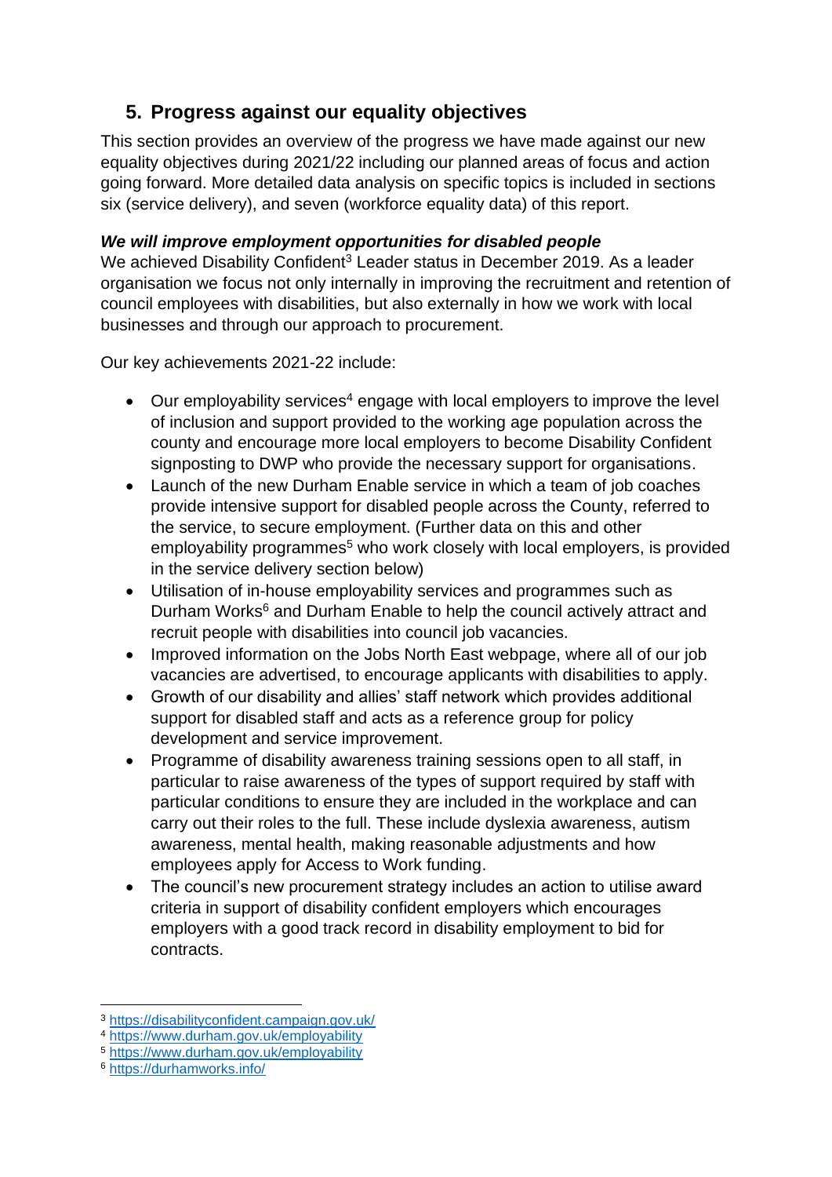## 5. Progress against our equality objectives

This section provides an overview of the progress we have made against our new equality objectives during 2021/22 including our planned areas of focus and action going forward. More detailed data analysis on specific topics is included in sections six (service delivery), and seven (workforce equality data) of this report.

***We will improve employment opportunities for disabled people***

We achieved Disability Confident[3] Leader status in December 2019. As a leader organisation we focus not only internally in improving the recruitment and retention of council employees with disabilities, but also externally in how we work with local businesses and through our approach to procurement.

Our key achievements 2021-22 include:

- Our employability services[4] engage with local employers to improve the level of inclusion and support provided to the working age population across the county and encourage more local employers to become Disability Confident signposting to DWP who provide the necessary support for organisations.
- Launch of the new Durham Enable service in which a team of job coaches provide intensive support for disabled people across the County, referred to the service, to secure employment. (Further data on this and other employability programmes[5] who work closely with local employers, is provided in the service delivery section below)
- Utilisation of in-house employability services and programmes such as Durham Works[6] and Durham Enable to help the council actively attract and recruit people with disabilities into council job vacancies.
- Improved information on the Jobs North East webpage, where all of our job vacancies are advertised, to encourage applicants with disabilities to apply.
- Growth of our disability and allies' staff network which provides additional support for disabled staff and acts as a reference group for policy development and service improvement.
- Programme of disability awareness training sessions open to all staff, in particular to raise awareness of the types of support required by staff with particular conditions to ensure they are included in the workplace and can carry out their roles to the full. These include dyslexia awareness, autism awareness, mental health, making reasonable adjustments and how employees apply for Access to Work funding.
- The council's new procurement strategy includes an action to utilise award criteria in support of disability confident employers which encourages employers with a good track record in disability employment to bid for contracts.

---

[3] https://disabilityconfident.campaign.gov.uk/
[4] https://www.durham.gov.uk/employability
[5] https://www.durham.gov.uk/employability
[6] https://durhamworks.info/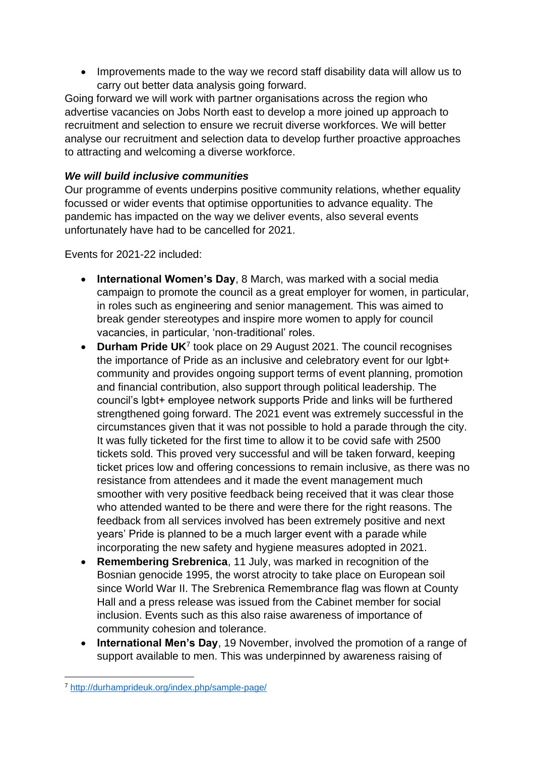- Improvements made to the way we record staff disability data will allow us to carry out better data analysis going forward.

Going forward we will work with partner organisations across the region who advertise vacancies on Jobs North east to develop a more joined up approach to recruitment and selection to ensure we recruit diverse workforces. We will better analyse our recruitment and selection data to develop further proactive approaches to attracting and welcoming a diverse workforce.

***We will build inclusive communities***

Our programme of events underpins positive community relations, whether equality focussed or wider events that optimise opportunities to advance equality. The pandemic has impacted on the way we deliver events, also several events unfortunately have had to be cancelled for 2021.

Events for 2021-22 included:

- **International Women's Day**, 8 March, was marked with a social media campaign to promote the council as a great employer for women, in particular, in roles such as engineering and senior management. This was aimed to break gender stereotypes and inspire more women to apply for council vacancies, in particular, 'non-traditional' roles.
- **Durham Pride UK**[7] took place on 29 August 2021. The council recognises the importance of Pride as an inclusive and celebratory event for our lgbt+ community and provides ongoing support terms of event planning, promotion and financial contribution, also support through political leadership. The council's lgbt+ employee network supports Pride and links will be furthered strengthened going forward. The 2021 event was extremely successful in the circumstances given that it was not possible to hold a parade through the city. It was fully ticketed for the first time to allow it to be covid safe with 2500 tickets sold. This proved very successful and will be taken forward, keeping ticket prices low and offering concessions to remain inclusive, as there was no resistance from attendees and it made the event management much smoother with very positive feedback being received that it was clear those who attended wanted to be there and were there for the right reasons. The feedback from all services involved has been extremely positive and next years' Pride is planned to be a much larger event with a parade while incorporating the new safety and hygiene measures adopted in 2021.
- **Remembering Srebrenica**, 11 July, was marked in recognition of the Bosnian genocide 1995, the worst atrocity to take place on European soil since World War II. The Srebrenica Remembrance flag was flown at County Hall and a press release was issued from the Cabinet member for social inclusion. Events such as this also raise awareness of importance of community cohesion and tolerance.
- **International Men's Day**, 19 November, involved the promotion of a range of support available to men. This was underpinned by awareness raising of

[7] http://durhamprideuk.org/index.php/sample-page/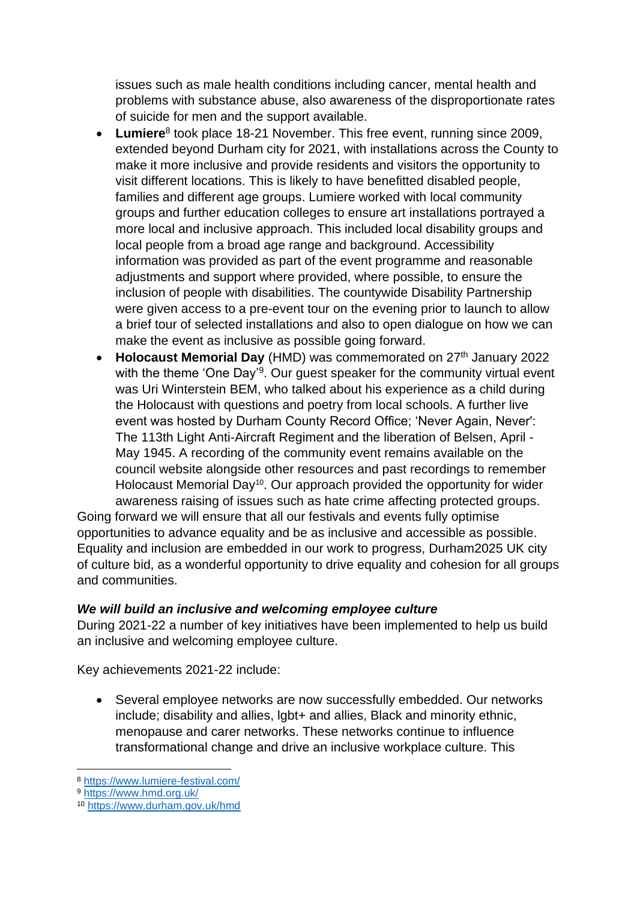issues such as male health conditions including cancer, mental health and problems with substance abuse, also awareness of the disproportionate rates of suicide for men and the support available.

- **Lumiere**[8] took place 18-21 November. This free event, running since 2009, extended beyond Durham city for 2021, with installations across the County to make it more inclusive and provide residents and visitors the opportunity to visit different locations. This is likely to have benefitted disabled people, families and different age groups. Lumiere worked with local community groups and further education colleges to ensure art installations portrayed a more local and inclusive approach. This included local disability groups and local people from a broad age range and background. Accessibility information was provided as part of the event programme and reasonable adjustments and support where provided, where possible, to ensure the inclusion of people with disabilities. The countywide Disability Partnership were given access to a pre-event tour on the evening prior to launch to allow a brief tour of selected installations and also to open dialogue on how we can make the event as inclusive as possible going forward.
- **Holocaust Memorial Day** (HMD) was commemorated on 27th January 2022 with the theme 'One Day'[9]. Our guest speaker for the community virtual event was Uri Winterstein BEM, who talked about his experience as a child during the Holocaust with questions and poetry from local schools. A further live event was hosted by Durham County Record Office; 'Never Again, Never': The 113th Light Anti-Aircraft Regiment and the liberation of Belsen, April - May 1945. A recording of the community event remains available on the council website alongside other resources and past recordings to remember Holocaust Memorial Day[10]. Our approach provided the opportunity for wider awareness raising of issues such as hate crime affecting protected groups.

Going forward we will ensure that all our festivals and events fully optimise opportunities to advance equality and be as inclusive and accessible as possible. Equality and inclusion are embedded in our work to progress, Durham2025 UK city of culture bid, as a wonderful opportunity to drive equality and cohesion for all groups and communities.

***We will build an inclusive and welcoming employee culture***

During 2021-22 a number of key initiatives have been implemented to help us build an inclusive and welcoming employee culture.

Key achievements 2021-22 include:

- Several employee networks are now successfully embedded. Our networks include; disability and allies, lgbt+ and allies, Black and minority ethnic, menopause and carer networks. These networks continue to influence transformational change and drive an inclusive workplace culture. This

---

[8] https://www.lumiere-festival.com/

[9] https://www.hmd.org.uk/

[10] https://www.durham.gov.uk/hmd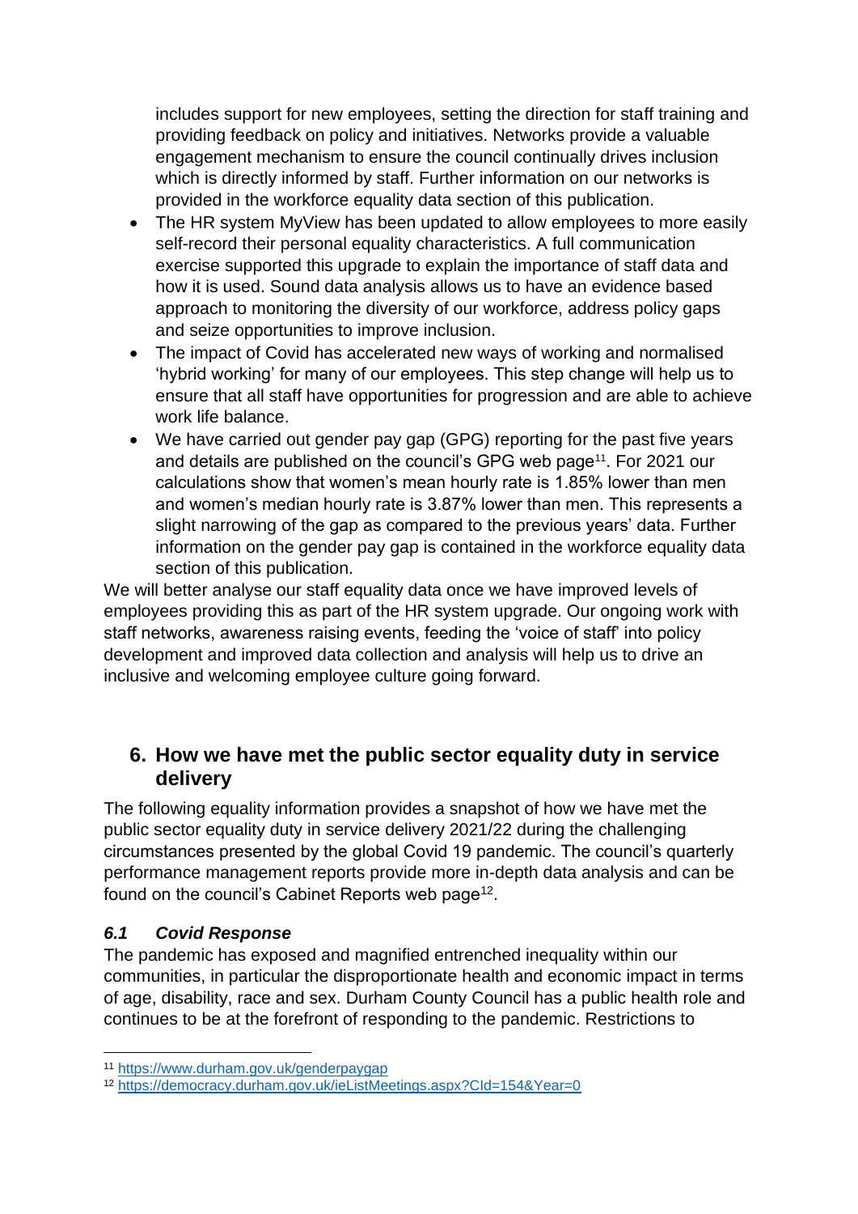includes support for new employees, setting the direction for staff training and providing feedback on policy and initiatives. Networks provide a valuable engagement mechanism to ensure the council continually drives inclusion which is directly informed by staff. Further information on our networks is provided in the workforce equality data section of this publication.

- The HR system MyView has been updated to allow employees to more easily self-record their personal equality characteristics. A full communication exercise supported this upgrade to explain the importance of staff data and how it is used. Sound data analysis allows us to have an evidence based approach to monitoring the diversity of our workforce, address policy gaps and seize opportunities to improve inclusion.
- The impact of Covid has accelerated new ways of working and normalised 'hybrid working' for many of our employees. This step change will help us to ensure that all staff have opportunities for progression and are able to achieve work life balance.
- We have carried out gender pay gap (GPG) reporting for the past five years and details are published on the council's GPG web page[11]. For 2021 our calculations show that women's mean hourly rate is 1.85% lower than men and women's median hourly rate is 3.87% lower than men. This represents a slight narrowing of the gap as compared to the previous years' data. Further information on the gender pay gap is contained in the workforce equality data section of this publication.

We will better analyse our staff equality data once we have improved levels of employees providing this as part of the HR system upgrade. Our ongoing work with staff networks, awareness raising events, feeding the 'voice of staff' into policy development and improved data collection and analysis will help us to drive an inclusive and welcoming employee culture going forward.

## 6. How we have met the public sector equality duty in service delivery

The following equality information provides a snapshot of how we have met the public sector equality duty in service delivery 2021/22 during the challenging circumstances presented by the global Covid 19 pandemic. The council's quarterly performance management reports provide more in-depth data analysis and can be found on the council's Cabinet Reports web page[12].

### *6.1 Covid Response*

The pandemic has exposed and magnified entrenched inequality within our communities, in particular the disproportionate health and economic impact in terms of age, disability, race and sex. Durham County Council has a public health role and continues to be at the forefront of responding to the pandemic. Restrictions to

---

[11] https://www.durham.gov.uk/genderpaygap

[12] https://democracy.durham.gov.uk/ieListMeetings.aspx?CId=154&Year=0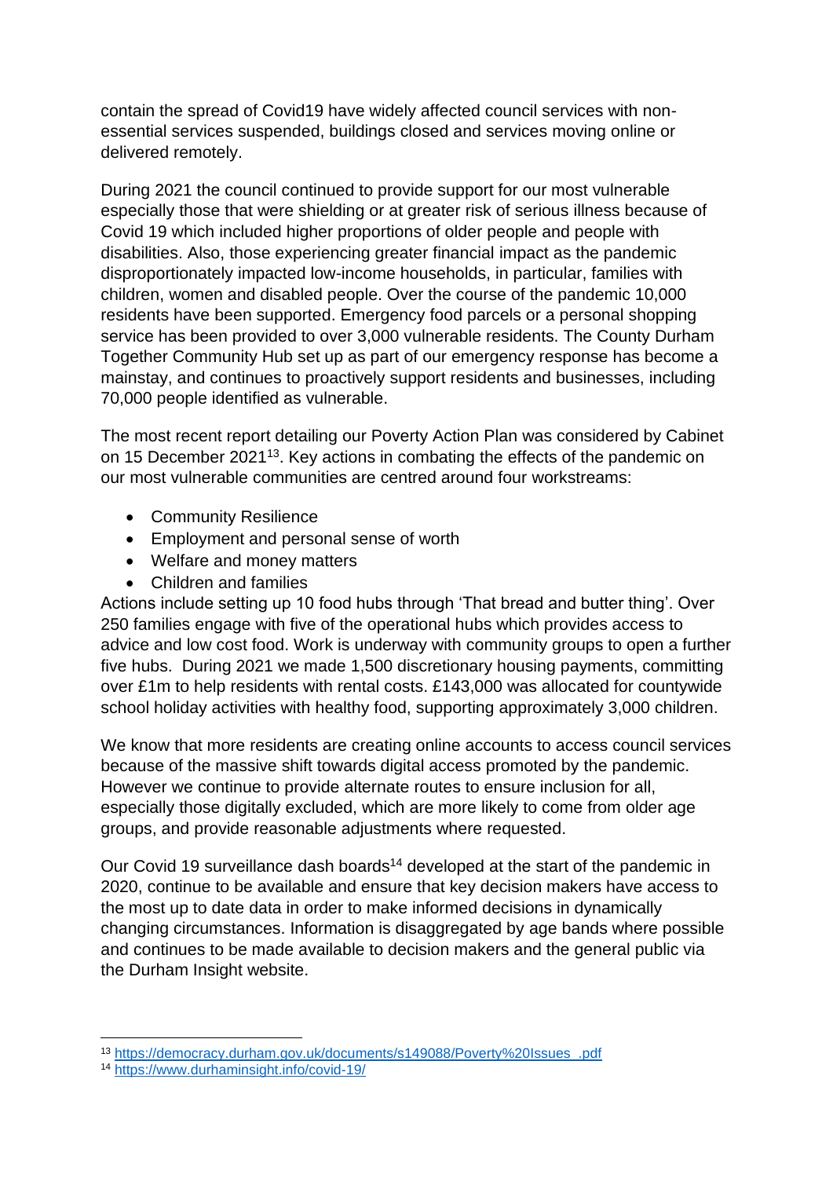contain the spread of Covid19 have widely affected council services with non-essential services suspended, buildings closed and services moving online or delivered remotely.

During 2021 the council continued to provide support for our most vulnerable especially those that were shielding or at greater risk of serious illness because of Covid 19 which included higher proportions of older people and people with disabilities. Also, those experiencing greater financial impact as the pandemic disproportionately impacted low-income households, in particular, families with children, women and disabled people. Over the course of the pandemic 10,000 residents have been supported. Emergency food parcels or a personal shopping service has been provided to over 3,000 vulnerable residents. The County Durham Together Community Hub set up as part of our emergency response has become a mainstay, and continues to proactively support residents and businesses, including 70,000 people identified as vulnerable.

The most recent report detailing our Poverty Action Plan was considered by Cabinet on 15 December 2021[13]. Key actions in combating the effects of the pandemic on our most vulnerable communities are centred around four workstreams:

- Community Resilience
- Employment and personal sense of worth
- Welfare and money matters
- Children and families

Actions include setting up 10 food hubs through 'That bread and butter thing'. Over 250 families engage with five of the operational hubs which provides access to advice and low cost food. Work is underway with community groups to open a further five hubs. During 2021 we made 1,500 discretionary housing payments, committing over £1m to help residents with rental costs. £143,000 was allocated for countywide school holiday activities with healthy food, supporting approximately 3,000 children.

We know that more residents are creating online accounts to access council services because of the massive shift towards digital access promoted by the pandemic. However we continue to provide alternate routes to ensure inclusion for all, especially those digitally excluded, which are more likely to come from older age groups, and provide reasonable adjustments where requested.

Our Covid 19 surveillance dash boards[14] developed at the start of the pandemic in 2020, continue to be available and ensure that key decision makers have access to the most up to date data in order to make informed decisions in dynamically changing circumstances. Information is disaggregated by age bands where possible and continues to be made available to decision makers and the general public via the Durham Insight website.

---

[13] https://democracy.durham.gov.uk/documents/s149088/Poverty%20Issues_.pdf

[14] https://www.durhaminsight.info/covid-19/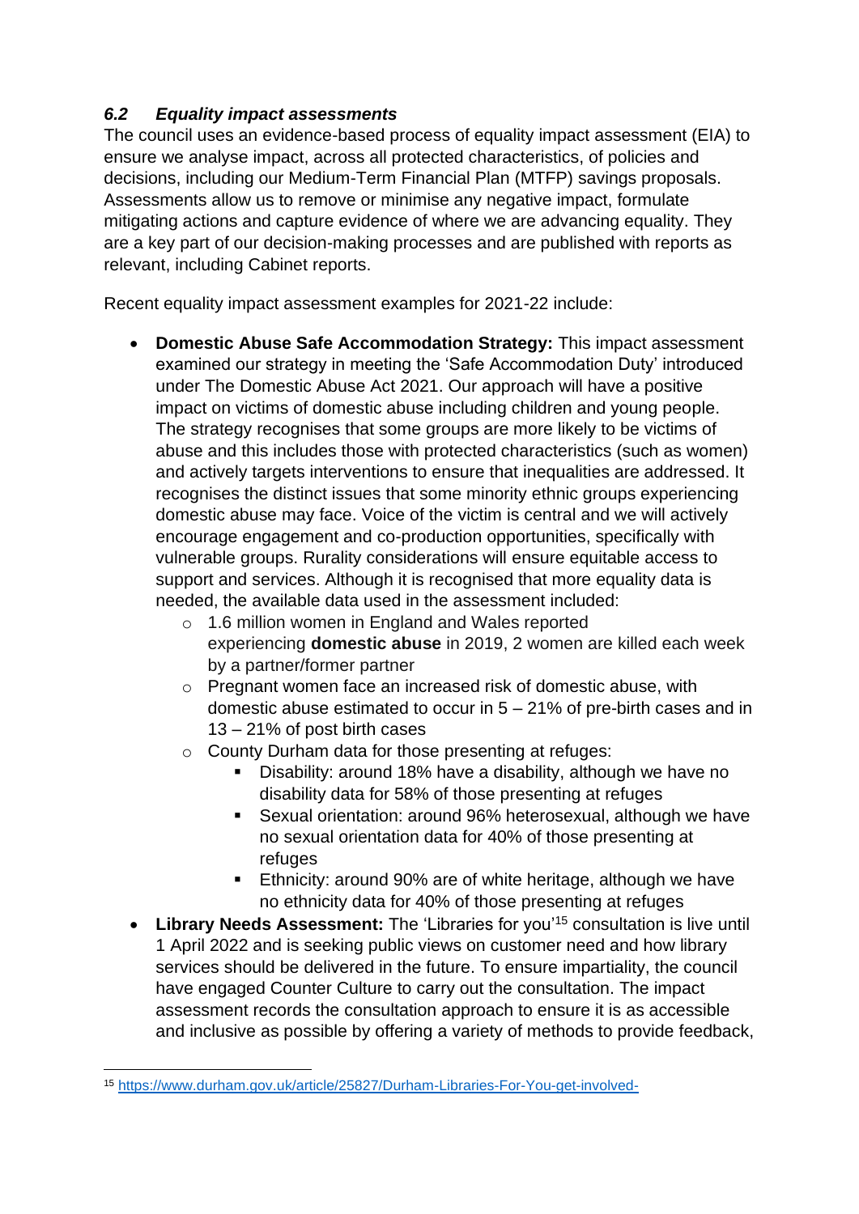### *6.2 Equality impact assessments*

The council uses an evidence-based process of equality impact assessment (EIA) to ensure we analyse impact, across all protected characteristics, of policies and decisions, including our Medium-Term Financial Plan (MTFP) savings proposals. Assessments allow us to remove or minimise any negative impact, formulate mitigating actions and capture evidence of where we are advancing equality. They are a key part of our decision-making processes and are published with reports as relevant, including Cabinet reports.

Recent equality impact assessment examples for 2021-22 include:

- **Domestic Abuse Safe Accommodation Strategy:** This impact assessment examined our strategy in meeting the 'Safe Accommodation Duty' introduced under The Domestic Abuse Act 2021. Our approach will have a positive impact on victims of domestic abuse including children and young people. The strategy recognises that some groups are more likely to be victims of abuse and this includes those with protected characteristics (such as women) and actively targets interventions to ensure that inequalities are addressed. It recognises the distinct issues that some minority ethnic groups experiencing domestic abuse may face. Voice of the victim is central and we will actively encourage engagement and co-production opportunities, specifically with vulnerable groups. Rurality considerations will ensure equitable access to support and services. Although it is recognised that more equality data is needed, the available data used in the assessment included:
    - 1.6 million women in England and Wales reported experiencing **domestic abuse** in 2019, 2 women are killed each week by a partner/former partner
    - Pregnant women face an increased risk of domestic abuse, with domestic abuse estimated to occur in 5 – 21% of pre-birth cases and in 13 – 21% of post birth cases
    - County Durham data for those presenting at refuges:
        - Disability: around 18% have a disability, although we have no disability data for 58% of those presenting at refuges
        - Sexual orientation: around 96% heterosexual, although we have no sexual orientation data for 40% of those presenting at refuges
        - Ethnicity: around 90% are of white heritage, although we have no ethnicity data for 40% of those presenting at refuges
- **Library Needs Assessment:** The 'Libraries for you'[15] consultation is live until 1 April 2022 and is seeking public views on customer need and how library services should be delivered in the future. To ensure impartiality, the council have engaged Counter Culture to carry out the consultation. The impact assessment records the consultation approach to ensure it is as accessible and inclusive as possible by offering a variety of methods to provide feedback,

[15] https://www.durham.gov.uk/article/25827/Durham-Libraries-For-You-get-involved-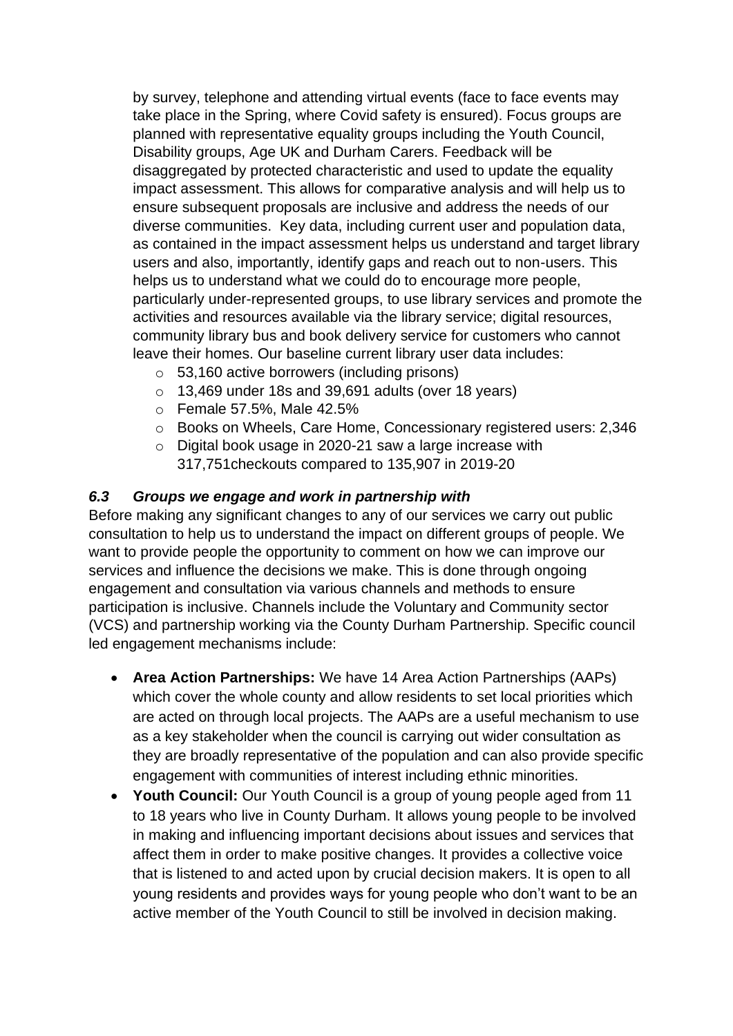by survey, telephone and attending virtual events (face to face events may take place in the Spring, where Covid safety is ensured). Focus groups are planned with representative equality groups including the Youth Council, Disability groups, Age UK and Durham Carers. Feedback will be disaggregated by protected characteristic and used to update the equality impact assessment. This allows for comparative analysis and will help us to ensure subsequent proposals are inclusive and address the needs of our diverse communities. Key data, including current user and population data, as contained in the impact assessment helps us understand and target library users and also, importantly, identify gaps and reach out to non-users. This helps us to understand what we could do to encourage more people, particularly under-represented groups, to use library services and promote the activities and resources available via the library service; digital resources, community library bus and book delivery service for customers who cannot leave their homes. Our baseline current library user data includes:

- 53,160 active borrowers (including prisons)
- 13,469 under 18s and 39,691 adults (over 18 years)
- Female 57.5%, Male 42.5%
- Books on Wheels, Care Home, Concessionary registered users: 2,346
- Digital book usage in 2020-21 saw a large increase with 317,751checkouts compared to 135,907 in 2019-20

### *6.3 Groups we engage and work in partnership with*

Before making any significant changes to any of our services we carry out public consultation to help us to understand the impact on different groups of people. We want to provide people the opportunity to comment on how we can improve our services and influence the decisions we make. This is done through ongoing engagement and consultation via various channels and methods to ensure participation is inclusive. Channels include the Voluntary and Community sector (VCS) and partnership working via the County Durham Partnership. Specific council led engagement mechanisms include:

- **Area Action Partnerships:** We have 14 Area Action Partnerships (AAPs) which cover the whole county and allow residents to set local priorities which are acted on through local projects. The AAPs are a useful mechanism to use as a key stakeholder when the council is carrying out wider consultation as they are broadly representative of the population and can also provide specific engagement with communities of interest including ethnic minorities.
- **Youth Council:** Our Youth Council is a group of young people aged from 11 to 18 years who live in County Durham. It allows young people to be involved in making and influencing important decisions about issues and services that affect them in order to make positive changes. It provides a collective voice that is listened to and acted upon by crucial decision makers. It is open to all young residents and provides ways for young people who don't want to be an active member of the Youth Council to still be involved in decision making.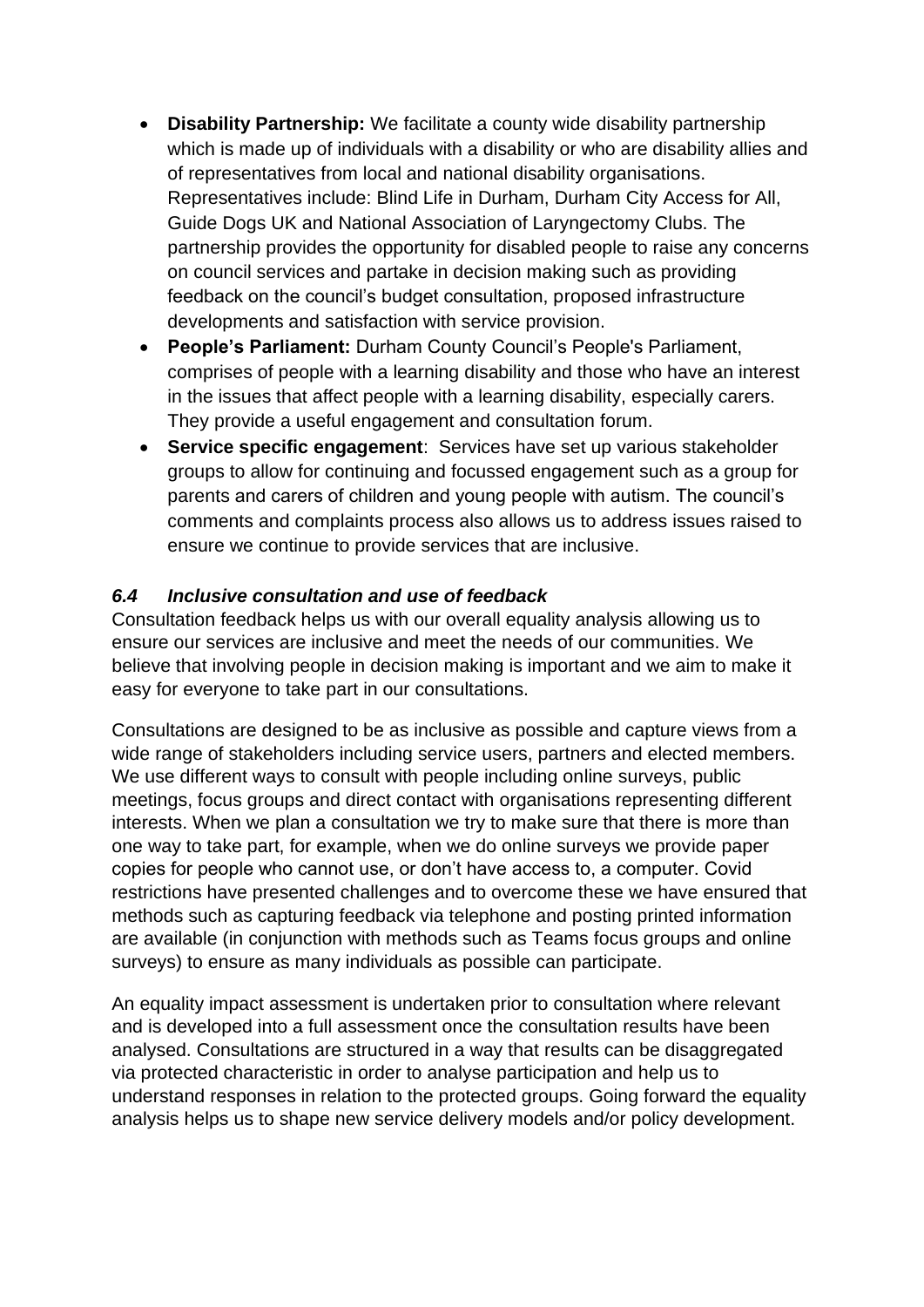- **Disability Partnership:** We facilitate a county wide disability partnership which is made up of individuals with a disability or who are disability allies and of representatives from local and national disability organisations. Representatives include: Blind Life in Durham, Durham City Access for All, Guide Dogs UK and National Association of Laryngectomy Clubs. The partnership provides the opportunity for disabled people to raise any concerns on council services and partake in decision making such as providing feedback on the council's budget consultation, proposed infrastructure developments and satisfaction with service provision.
- **People's Parliament:** Durham County Council's People's Parliament, comprises of people with a learning disability and those who have an interest in the issues that affect people with a learning disability, especially carers. They provide a useful engagement and consultation forum.
- **Service specific engagement**: Services have set up various stakeholder groups to allow for continuing and focussed engagement such as a group for parents and carers of children and young people with autism. The council's comments and complaints process also allows us to address issues raised to ensure we continue to provide services that are inclusive.

### *6.4 Inclusive consultation and use of feedback*

Consultation feedback helps us with our overall equality analysis allowing us to ensure our services are inclusive and meet the needs of our communities. We believe that involving people in decision making is important and we aim to make it easy for everyone to take part in our consultations.

Consultations are designed to be as inclusive as possible and capture views from a wide range of stakeholders including service users, partners and elected members. We use different ways to consult with people including online surveys, public meetings, focus groups and direct contact with organisations representing different interests. When we plan a consultation we try to make sure that there is more than one way to take part, for example, when we do online surveys we provide paper copies for people who cannot use, or don't have access to, a computer. Covid restrictions have presented challenges and to overcome these we have ensured that methods such as capturing feedback via telephone and posting printed information are available (in conjunction with methods such as Teams focus groups and online surveys) to ensure as many individuals as possible can participate.

An equality impact assessment is undertaken prior to consultation where relevant and is developed into a full assessment once the consultation results have been analysed. Consultations are structured in a way that results can be disaggregated via protected characteristic in order to analyse participation and help us to understand responses in relation to the protected groups. Going forward the equality analysis helps us to shape new service delivery models and/or policy development.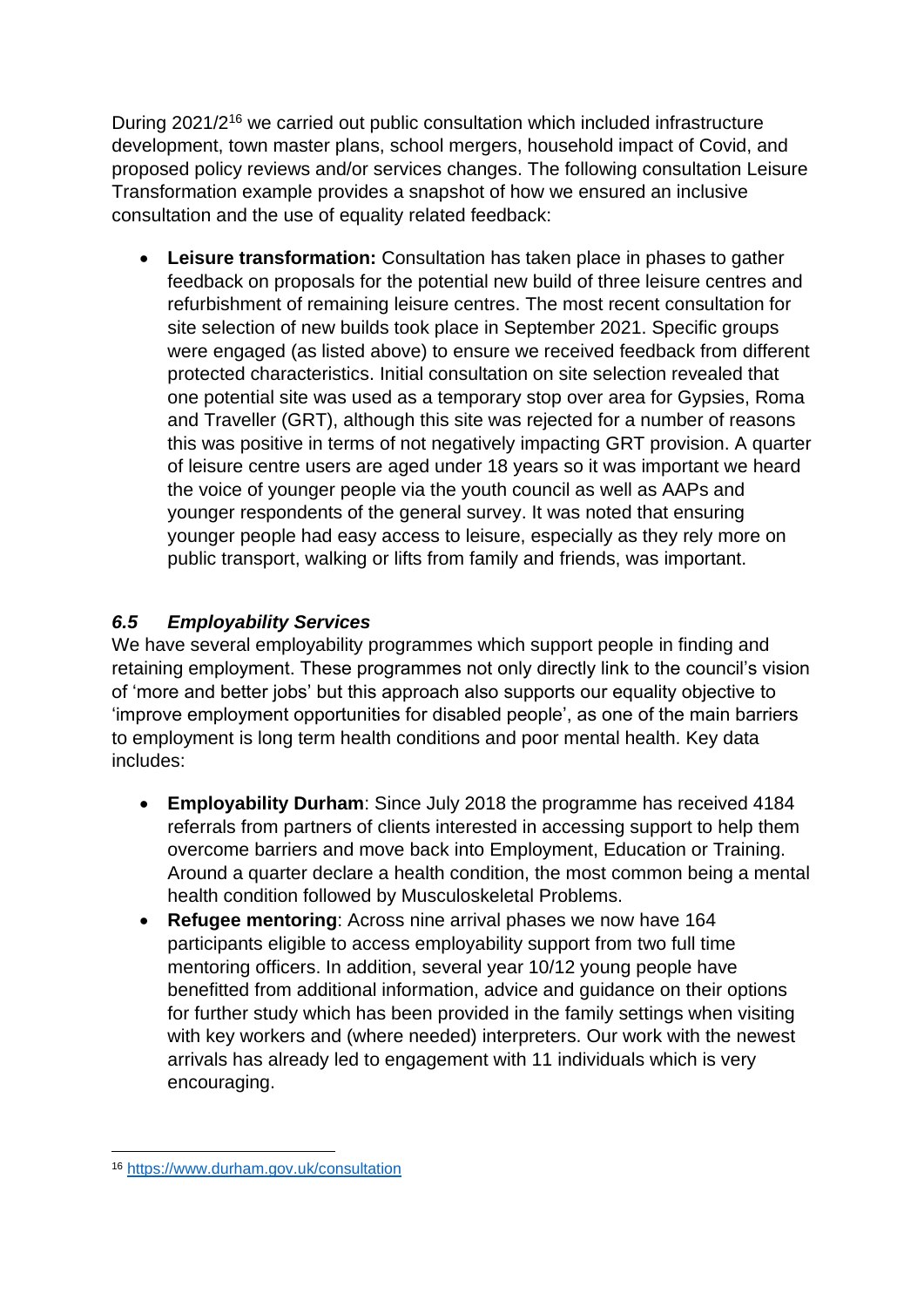During 2021/2[16] we carried out public consultation which included infrastructure development, town master plans, school mergers, household impact of Covid, and proposed policy reviews and/or services changes. The following consultation Leisure Transformation example provides a snapshot of how we ensured an inclusive consultation and the use of equality related feedback:

- **Leisure transformation:** Consultation has taken place in phases to gather feedback on proposals for the potential new build of three leisure centres and refurbishment of remaining leisure centres. The most recent consultation for site selection of new builds took place in September 2021. Specific groups were engaged (as listed above) to ensure we received feedback from different protected characteristics. Initial consultation on site selection revealed that one potential site was used as a temporary stop over area for Gypsies, Roma and Traveller (GRT), although this site was rejected for a number of reasons this was positive in terms of not negatively impacting GRT provision. A quarter of leisure centre users are aged under 18 years so it was important we heard the voice of younger people via the youth council as well as AAPs and younger respondents of the general survey. It was noted that ensuring younger people had easy access to leisure, especially as they rely more on public transport, walking or lifts from family and friends, was important.

### *6.5 Employability Services*

We have several employability programmes which support people in finding and retaining employment. These programmes not only directly link to the council's vision of 'more and better jobs' but this approach also supports our equality objective to 'improve employment opportunities for disabled people', as one of the main barriers to employment is long term health conditions and poor mental health. Key data includes:

- **Employability Durham**: Since July 2018 the programme has received 4184 referrals from partners of clients interested in accessing support to help them overcome barriers and move back into Employment, Education or Training. Around a quarter declare a health condition, the most common being a mental health condition followed by Musculoskeletal Problems.
- **Refugee mentoring**: Across nine arrival phases we now have 164 participants eligible to access employability support from two full time mentoring officers. In addition, several year 10/12 young people have benefitted from additional information, advice and guidance on their options for further study which has been provided in the family settings when visiting with key workers and (where needed) interpreters. Our work with the newest arrivals has already led to engagement with 11 individuals which is very encouraging.

---

[16] https://www.durham.gov.uk/consultation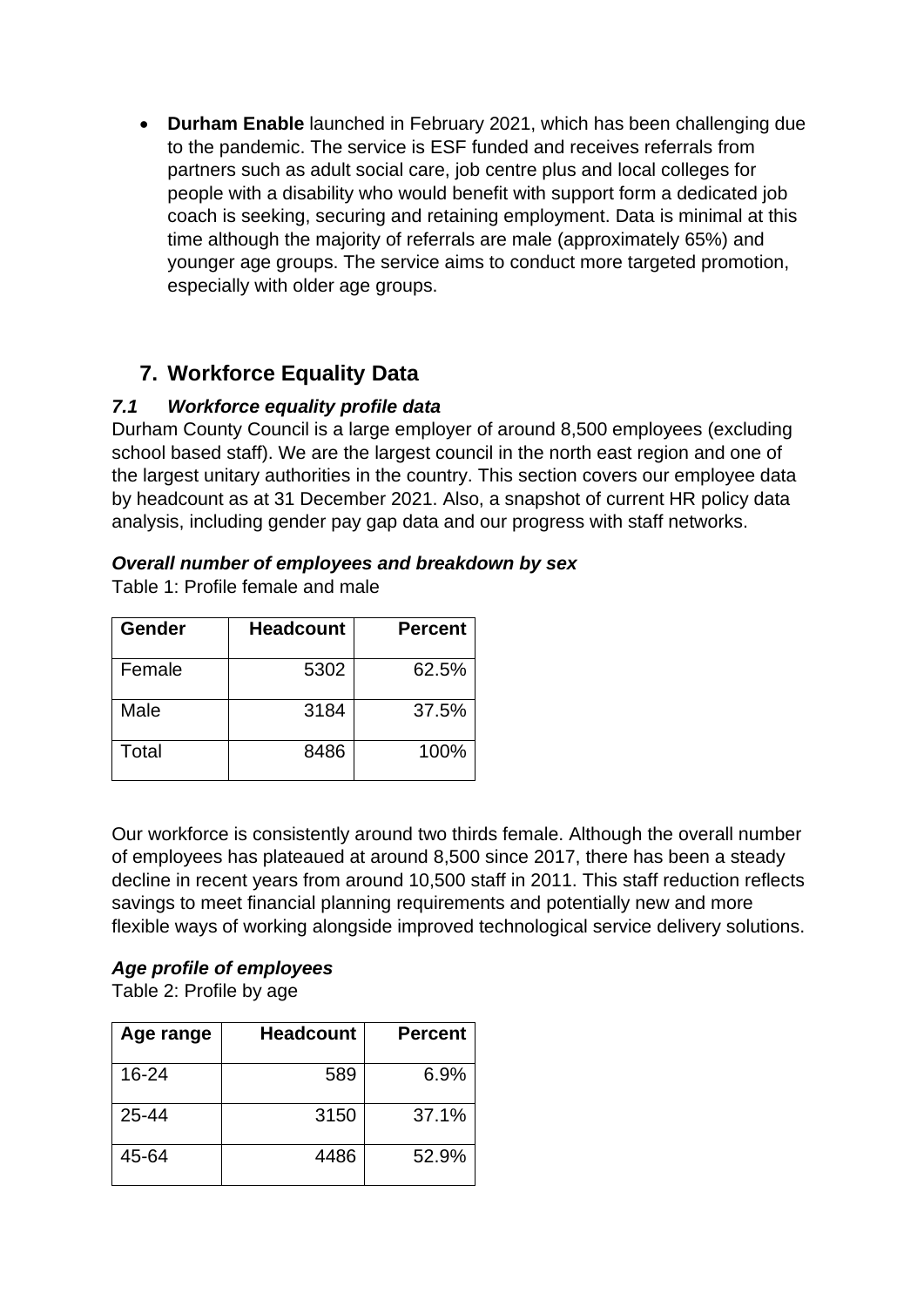- **Durham Enable** launched in February 2021, which has been challenging due to the pandemic. The service is ESF funded and receives referrals from partners such as adult social care, job centre plus and local colleges for people with a disability who would benefit with support form a dedicated job coach is seeking, securing and retaining employment. Data is minimal at this time although the majority of referrals are male (approximately 65%) and younger age groups. The service aims to conduct more targeted promotion, especially with older age groups.

## 7. Workforce Equality Data

### *7.1 Workforce equality profile data*

Durham County Council is a large employer of around 8,500 employees (excluding school based staff). We are the largest council in the north east region and one of the largest unitary authorities in the country. This section covers our employee data by headcount as at 31 December 2021. Also, a snapshot of current HR policy data analysis, including gender pay gap data and our progress with staff networks.

#### *Overall number of employees and breakdown by sex*

Table 1: Profile female and male

| Gender | Headcount | Percent |
|---|---:|---:|
| Female | 5302 | 62.5% |
| Male | 3184 | 37.5% |
| Total | 8486 | 100% |

Our workforce is consistently around two thirds female. Although the overall number of employees has plateaued at around 8,500 since 2017, there has been a steady decline in recent years from around 10,500 staff in 2011. This staff reduction reflects savings to meet financial planning requirements and potentially new and more flexible ways of working alongside improved technological service delivery solutions.

#### *Age profile of employees*

Table 2: Profile by age

| Age range | Headcount | Percent |
|---|---:|---:|
| 16-24 | 589 | 6.9% |
| 25-44 | 3150 | 37.1% |
| 45-64 | 4486 | 52.9% |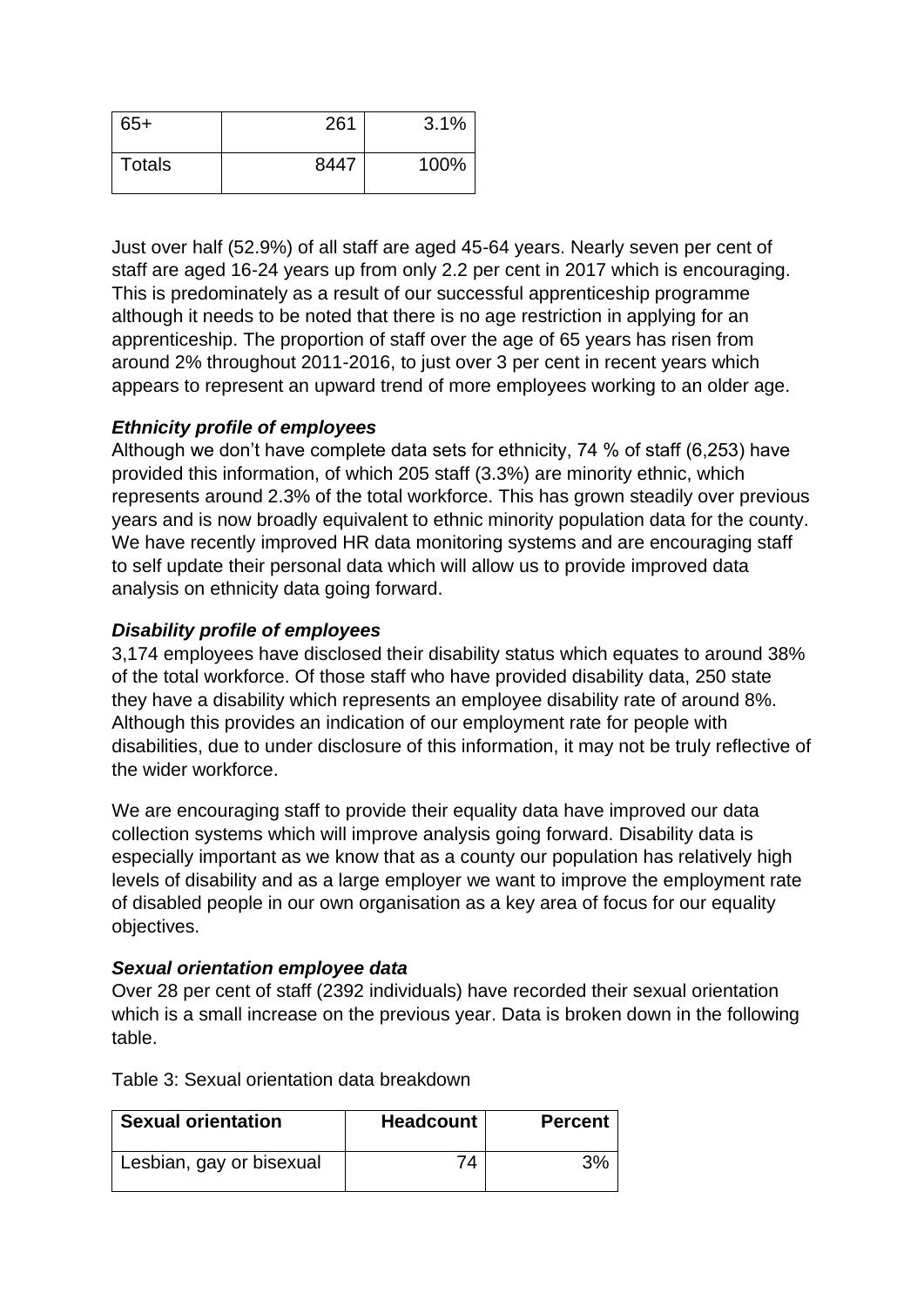| 65+ | 261 | 3.1% |
|---|---|---|
| Totals | 8447 | 100% |

Just over half (52.9%) of all staff are aged 45-64 years. Nearly seven per cent of staff are aged 16-24 years up from only 2.2 per cent in 2017 which is encouraging. This is predominately as a result of our successful apprenticeship programme although it needs to be noted that there is no age restriction in applying for an apprenticeship. The proportion of staff over the age of 65 years has risen from around 2% throughout 2011-2016, to just over 3 per cent in recent years which appears to represent an upward trend of more employees working to an older age.

***Ethnicity profile of employees***

Although we don't have complete data sets for ethnicity, 74 % of staff (6,253) have provided this information, of which 205 staff (3.3%) are minority ethnic, which represents around 2.3% of the total workforce. This has grown steadily over previous years and is now broadly equivalent to ethnic minority population data for the county. We have recently improved HR data monitoring systems and are encouraging staff to self update their personal data which will allow us to provide improved data analysis on ethnicity data going forward.

***Disability profile of employees***

3,174 employees have disclosed their disability status which equates to around 38% of the total workforce. Of those staff who have provided disability data, 250 state they have a disability which represents an employee disability rate of around 8%. Although this provides an indication of our employment rate for people with disabilities, due to under disclosure of this information, it may not be truly reflective of the wider workforce.

We are encouraging staff to provide their equality data have improved our data collection systems which will improve analysis going forward. Disability data is especially important as we know that as a county our population has relatively high levels of disability and as a large employer we want to improve the employment rate of disabled people in our own organisation as a key area of focus for our equality objectives.

***Sexual orientation employee data***

Over 28 per cent of staff (2392 individuals) have recorded their sexual orientation which is a small increase on the previous year. Data is broken down in the following table.

Table 3: Sexual orientation data breakdown

| Sexual orientation | Headcount | Percent |
|---|---|---|
| Lesbian, gay or bisexual | 74 | 3% |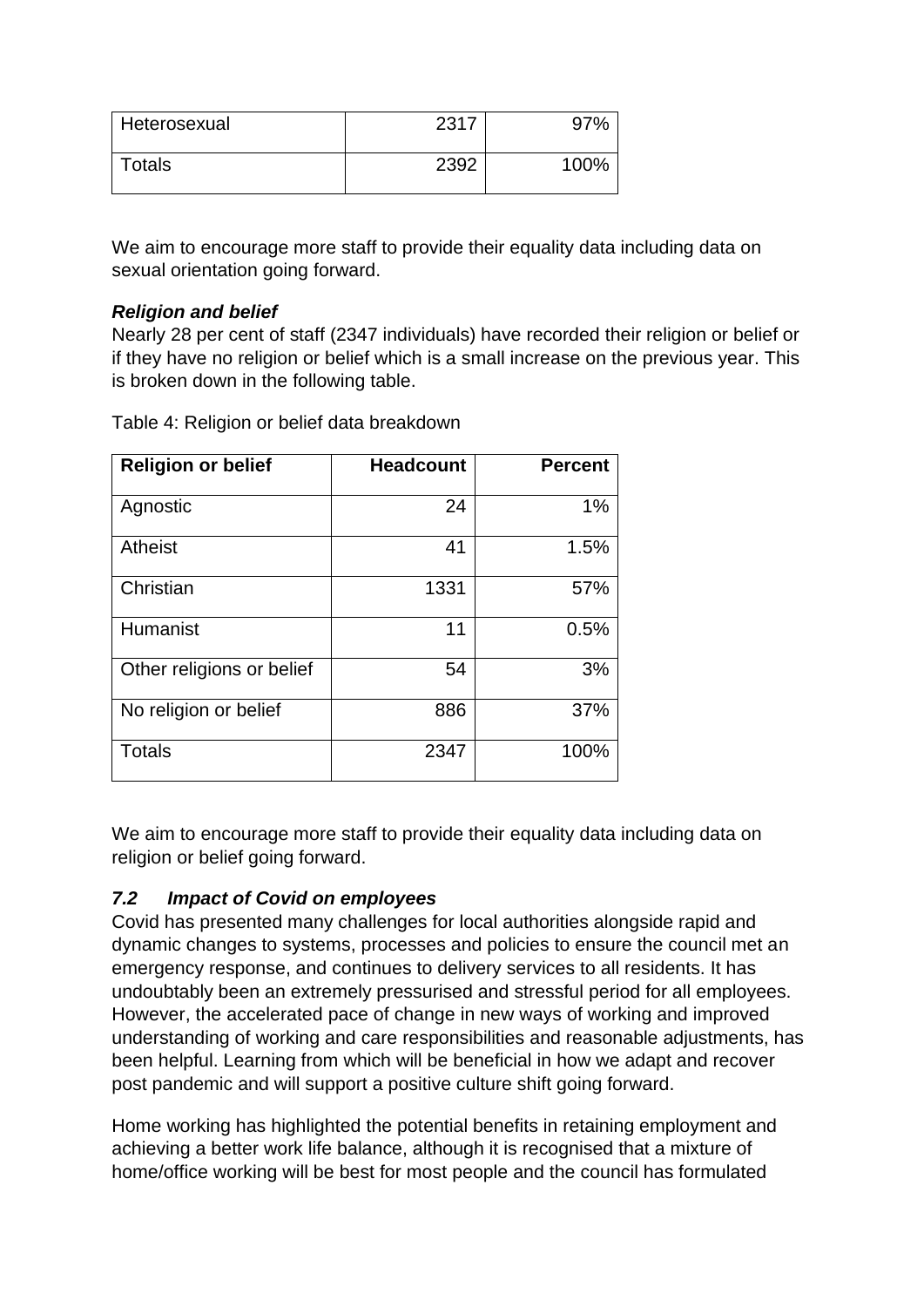| Heterosexual | 2317 | 97% |
|---|---|---|
| Totals | 2392 | 100% |

We aim to encourage more staff to provide their equality data including data on sexual orientation going forward.

***Religion and belief***

Nearly 28 per cent of staff (2347 individuals) have recorded their religion or belief or if they have no religion or belief which is a small increase on the previous year. This is broken down in the following table.

Table 4: Religion or belief data breakdown

| Religion or belief | Headcount | Percent |
|---|---|---|
| Agnostic | 24 | 1% |
| Atheist | 41 | 1.5% |
| Christian | 1331 | 57% |
| Humanist | 11 | 0.5% |
| Other religions or belief | 54 | 3% |
| No religion or belief | 886 | 37% |
| Totals | 2347 | 100% |

We aim to encourage more staff to provide their equality data including data on religion or belief going forward.

### *7.2 Impact of Covid on employees*

Covid has presented many challenges for local authorities alongside rapid and dynamic changes to systems, processes and policies to ensure the council met an emergency response, and continues to delivery services to all residents. It has undoubtably been an extremely pressurised and stressful period for all employees. However, the accelerated pace of change in new ways of working and improved understanding of working and care responsibilities and reasonable adjustments, has been helpful. Learning from which will be beneficial in how we adapt and recover post pandemic and will support a positive culture shift going forward.

Home working has highlighted the potential benefits in retaining employment and achieving a better work life balance, although it is recognised that a mixture of home/office working will be best for most people and the council has formulated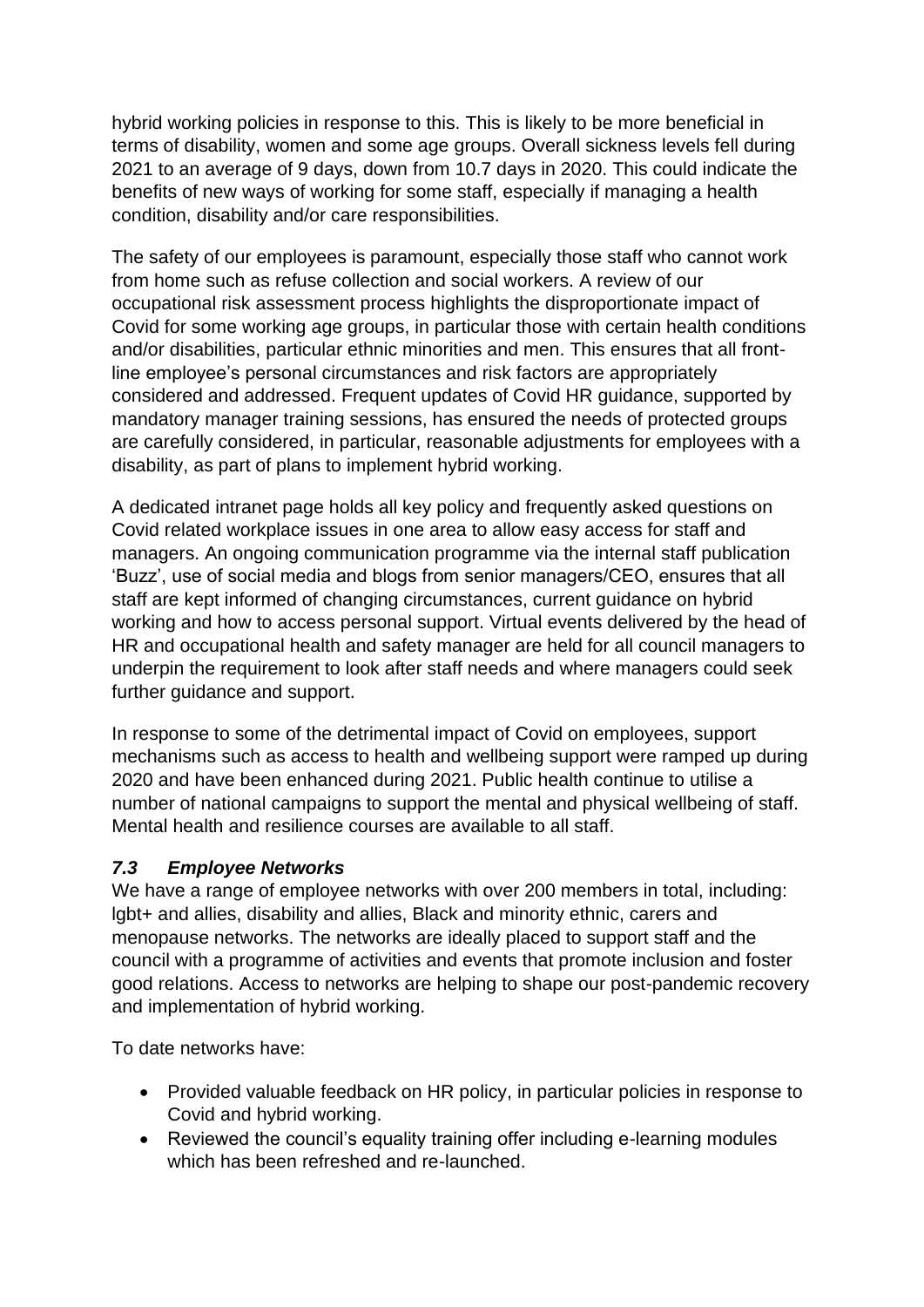hybrid working policies in response to this. This is likely to be more beneficial in terms of disability, women and some age groups. Overall sickness levels fell during 2021 to an average of 9 days, down from 10.7 days in 2020. This could indicate the benefits of new ways of working for some staff, especially if managing a health condition, disability and/or care responsibilities.

The safety of our employees is paramount, especially those staff who cannot work from home such as refuse collection and social workers. A review of our occupational risk assessment process highlights the disproportionate impact of Covid for some working age groups, in particular those with certain health conditions and/or disabilities, particular ethnic minorities and men. This ensures that all front-line employee's personal circumstances and risk factors are appropriately considered and addressed. Frequent updates of Covid HR guidance, supported by mandatory manager training sessions, has ensured the needs of protected groups are carefully considered, in particular, reasonable adjustments for employees with a disability, as part of plans to implement hybrid working.

A dedicated intranet page holds all key policy and frequently asked questions on Covid related workplace issues in one area to allow easy access for staff and managers. An ongoing communication programme via the internal staff publication 'Buzz', use of social media and blogs from senior managers/CEO, ensures that all staff are kept informed of changing circumstances, current guidance on hybrid working and how to access personal support. Virtual events delivered by the head of HR and occupational health and safety manager are held for all council managers to underpin the requirement to look after staff needs and where managers could seek further guidance and support.

In response to some of the detrimental impact of Covid on employees, support mechanisms such as access to health and wellbeing support were ramped up during 2020 and have been enhanced during 2021. Public health continue to utilise a number of national campaigns to support the mental and physical wellbeing of staff. Mental health and resilience courses are available to all staff.

### *7.3 Employee Networks*

We have a range of employee networks with over 200 members in total, including: lgbt+ and allies, disability and allies, Black and minority ethnic, carers and menopause networks. The networks are ideally placed to support staff and the council with a programme of activities and events that promote inclusion and foster good relations. Access to networks are helping to shape our post-pandemic recovery and implementation of hybrid working.

To date networks have:

- Provided valuable feedback on HR policy, in particular policies in response to Covid and hybrid working.
- Reviewed the council's equality training offer including e-learning modules which has been refreshed and re-launched.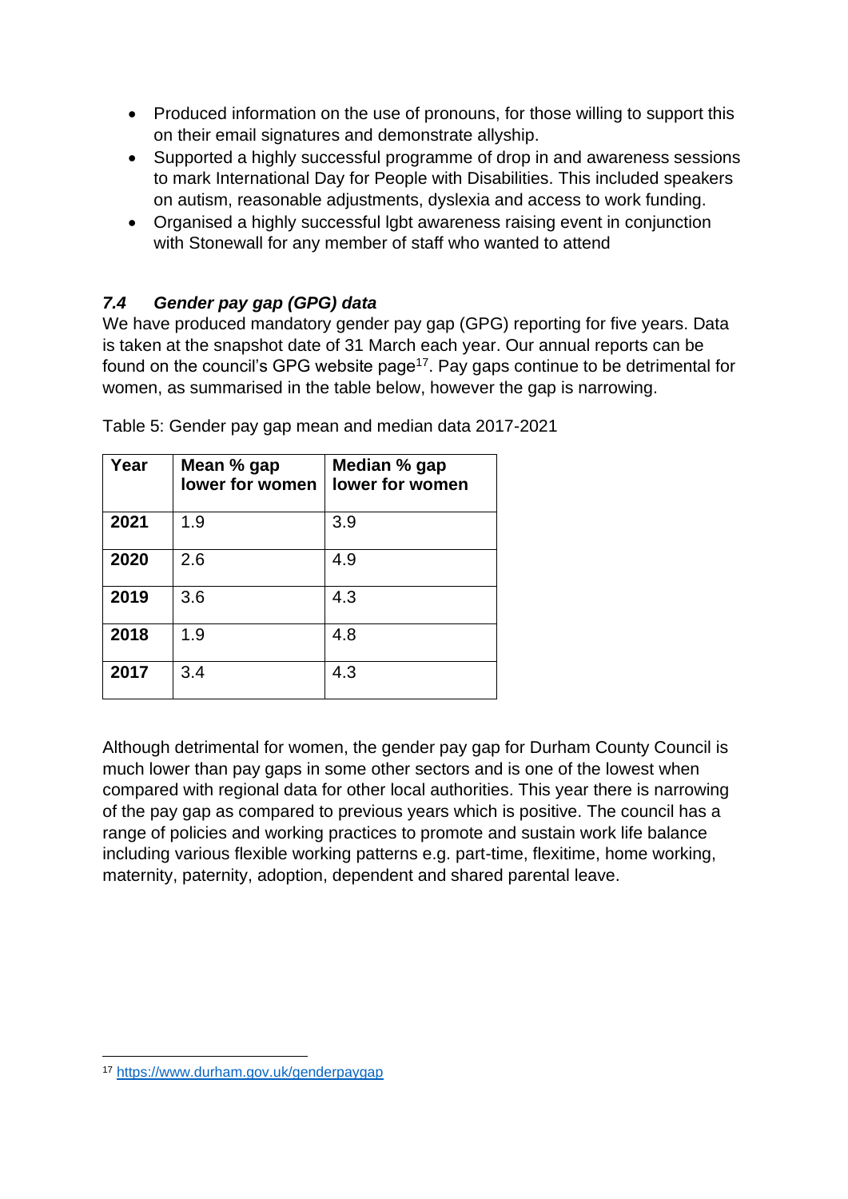- Produced information on the use of pronouns, for those willing to support this on their email signatures and demonstrate allyship.
- Supported a highly successful programme of drop in and awareness sessions to mark International Day for People with Disabilities. This included speakers on autism, reasonable adjustments, dyslexia and access to work funding.
- Organised a highly successful lgbt awareness raising event in conjunction with Stonewall for any member of staff who wanted to attend

### *7.4 Gender pay gap (GPG) data*

We have produced mandatory gender pay gap (GPG) reporting for five years. Data is taken at the snapshot date of 31 March each year. Our annual reports can be found on the council's GPG website page[17]. Pay gaps continue to be detrimental for women, as summarised in the table below, however the gap is narrowing.

Table 5: Gender pay gap mean and median data 2017-2021

| Year | Mean % gap lower for women | Median % gap lower for women |
|---|---|---|
| **2021** | 1.9 | 3.9 |
| **2020** | 2.6 | 4.9 |
| **2019** | 3.6 | 4.3 |
| **2018** | 1.9 | 4.8 |
| **2017** | 3.4 | 4.3 |

Although detrimental for women, the gender pay gap for Durham County Council is much lower than pay gaps in some other sectors and is one of the lowest when compared with regional data for other local authorities. This year there is narrowing of the pay gap as compared to previous years which is positive. The council has a range of policies and working practices to promote and sustain work life balance including various flexible working patterns e.g. part-time, flexitime, home working, maternity, paternity, adoption, dependent and shared parental leave.

[17] https://www.durham.gov.uk/genderpaygap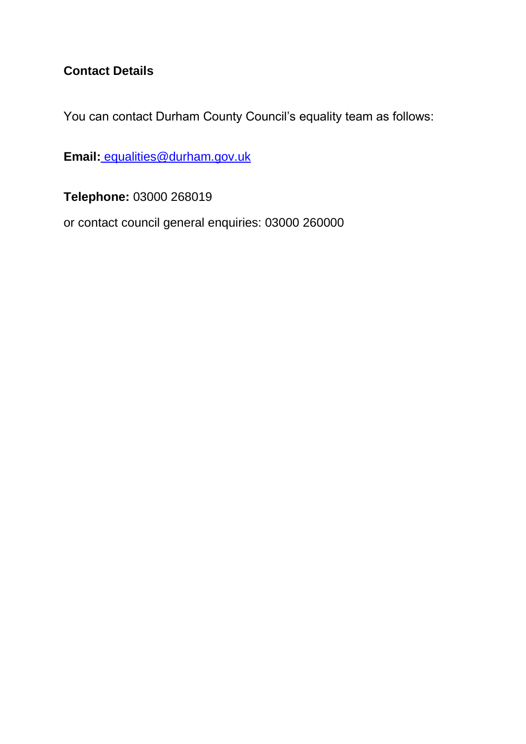**Contact Details**

You can contact Durham County Council's equality team as follows:

**Email:** equalities@durham.gov.uk

**Telephone:** 03000 268019

or contact council general enquiries: 03000 260000